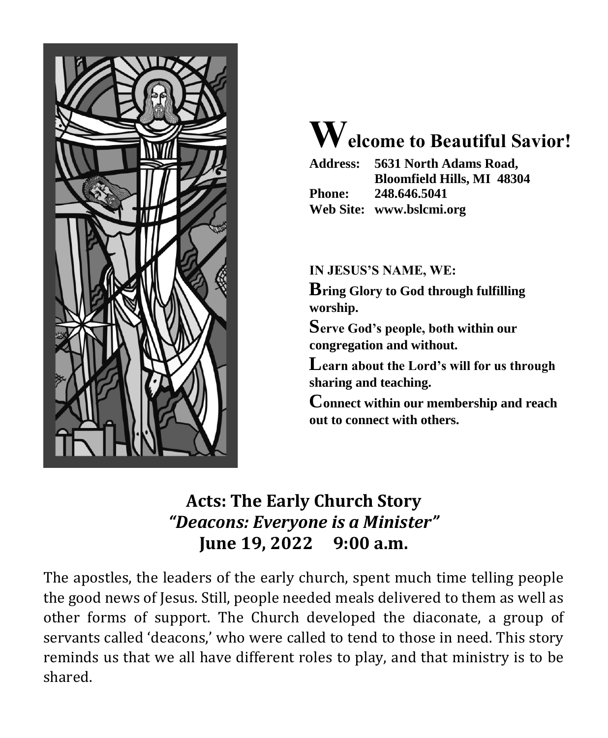# Welcome to Beautiful Savior!

**Address:** **5631 North Adams Road,**
**Bloomfield Hills, MI 48304**
**Phone:** **248.646.5041**
**Web Site:** **www.bslcmi.org**

**IN JESUS'S NAME, WE:**

**Bring Glory to God through fulfilling worship.**

**Serve God's people, both within our congregation and without.**

**Learn about the Lord's will for us through sharing and teaching.**

**Connect within our membership and reach out to connect with others.**

## Acts: The Early Church Story
## *"Deacons: Everyone is a Minister"*
## June 19, 2022 9:00 a.m.

The apostles, the leaders of the early church, spent much time telling people the good news of Jesus. Still, people needed meals delivered to them as well as other forms of support. The Church developed the diaconate, a group of servants called 'deacons,' who were called to tend to those in need. This story reminds us that we all have different roles to play, and that ministry is to be shared.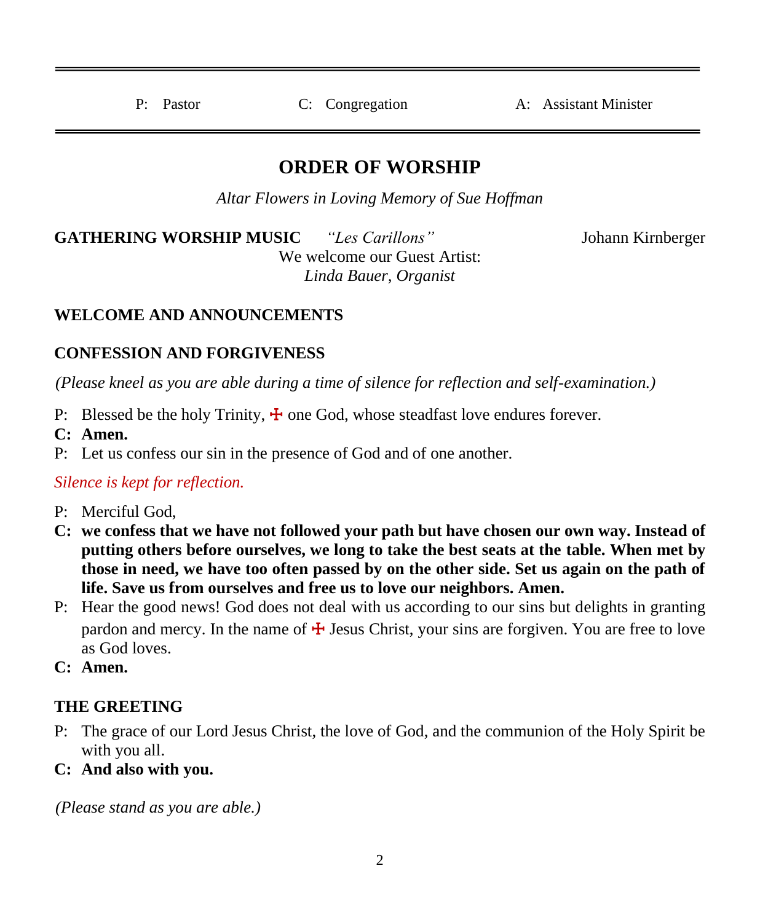P: Pastor C: Congregation A: Assistant Minister

## ORDER OF WORSHIP

*Altar Flowers in Loving Memory of Sue Hoffman*

**GATHERING WORSHIP MUSIC** *"Les Carillons"* Johann Kirnberger

We welcome our Guest Artist:
*Linda Bauer, Organist*

**WELCOME AND ANNOUNCEMENTS**

**CONFESSION AND FORGIVENESS**

*(Please kneel as you are able during a time of silence for reflection and self-examination.)*

P: Blessed be the holy Trinity, ☩ one God, whose steadfast love endures forever.
**C: Amen.**
P: Let us confess our sin in the presence of God and of one another.

*Silence is kept for reflection.*

P: Merciful God,
**C: we confess that we have not followed your path but have chosen our own way. Instead of putting others before ourselves, we long to take the best seats at the table. When met by those in need, we have too often passed by on the other side. Set us again on the path of life. Save us from ourselves and free us to love our neighbors. Amen.**
P: Hear the good news! God does not deal with us according to our sins but delights in granting pardon and mercy. In the name of ☩ Jesus Christ, your sins are forgiven. You are free to love as God loves.
**C: Amen.**

**THE GREETING**

P: The grace of our Lord Jesus Christ, the love of God, and the communion of the Holy Spirit be with you all.
**C: And also with you.**

*(Please stand as you are able.)*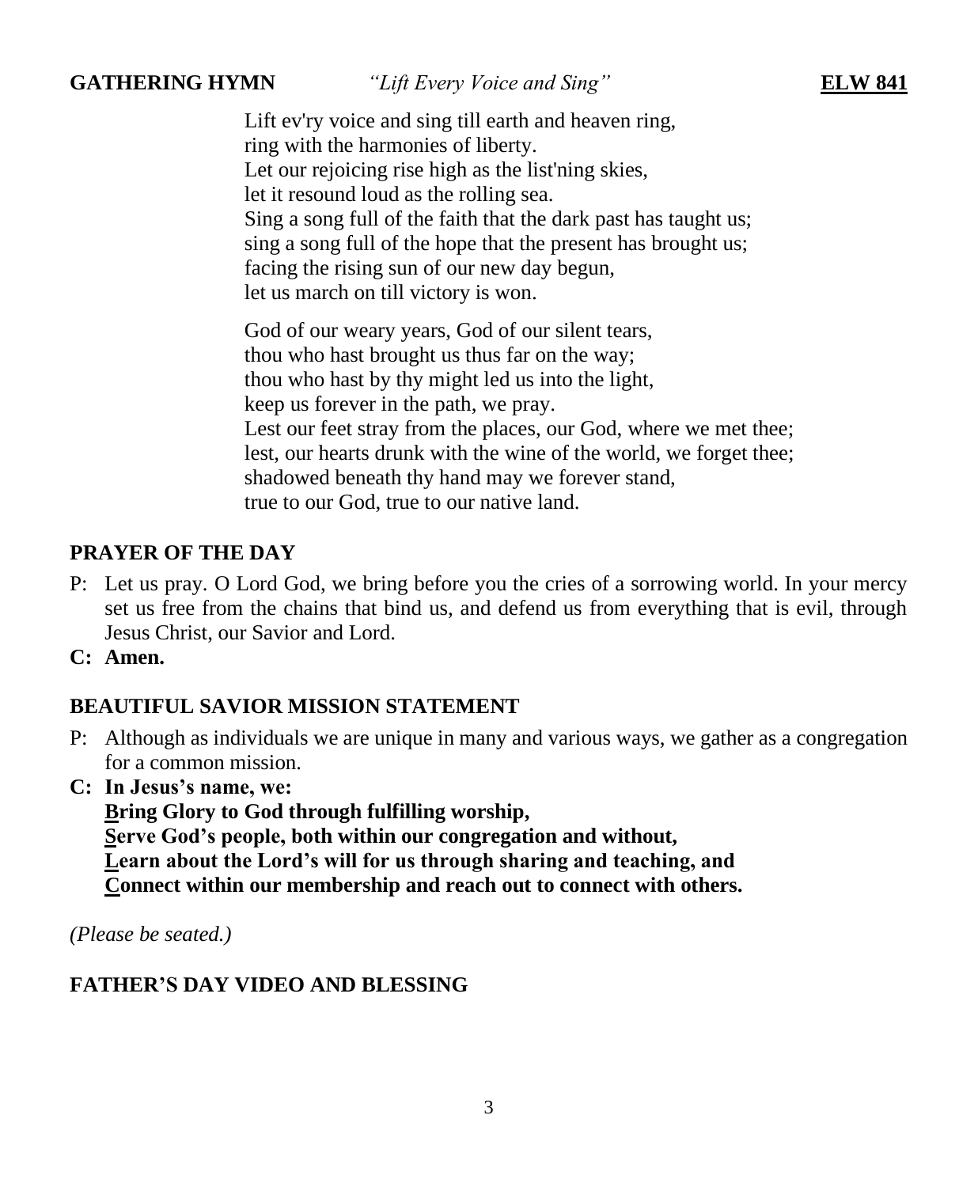**GATHERING HYMN** *"Lift Every Voice and Sing"* **ELW 841**

Lift ev'ry voice and sing till earth and heaven ring,
ring with the harmonies of liberty.
Let our rejoicing rise high as the list'ning skies,
let it resound loud as the rolling sea.
Sing a song full of the faith that the dark past has taught us;
sing a song full of the hope that the present has brought us;
facing the rising sun of our new day begun,
let us march on till victory is won.

God of our weary years, God of our silent tears,
thou who hast brought us thus far on the way;
thou who hast by thy might led us into the light,
keep us forever in the path, we pray.
Lest our feet stray from the places, our God, where we met thee;
lest, our hearts drunk with the wine of the world, we forget thee;
shadowed beneath thy hand may we forever stand,
true to our God, true to our native land.

## PRAYER OF THE DAY

P: Let us pray. O Lord God, we bring before you the cries of a sorrowing world. In your mercy set us free from the chains that bind us, and defend us from everything that is evil, through Jesus Christ, our Savior and Lord.

**C: Amen.**

## BEAUTIFUL SAVIOR MISSION STATEMENT

P: Although as individuals we are unique in many and various ways, we gather as a congregation for a common mission.

**C: In Jesus's name, we:**
**Bring Glory to God through fulfilling worship,**
**Serve God's people, both within our congregation and without,**
**Learn about the Lord's will for us through sharing and teaching, and**
**Connect within our membership and reach out to connect with others.**

*(Please be seated.)*

## FATHER'S DAY VIDEO AND BLESSING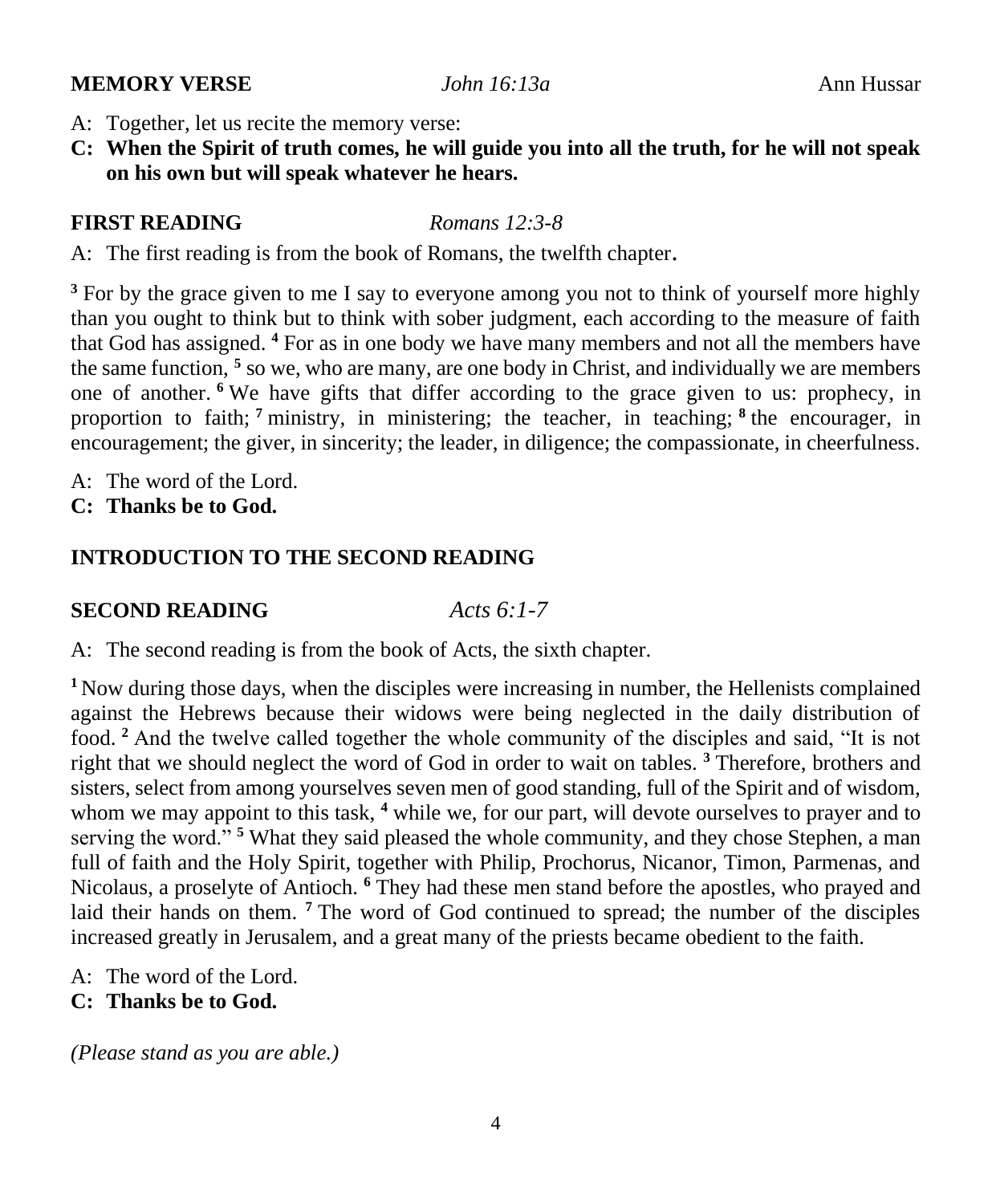**MEMORY VERSE** *John 16:13a* Ann Hussar

A: Together, let us recite the memory verse:

**C: When the Spirit of truth comes, he will guide you into all the truth, for he will not speak on his own but will speak whatever he hears.**

**FIRST READING** *Romans 12:3-8*

A: The first reading is from the book of Romans, the twelfth chapter**.**

[3] For by the grace given to me I say to everyone among you not to think of yourself more highly than you ought to think but to think with sober judgment, each according to the measure of faith that God has assigned. [4] For as in one body we have many members and not all the members have the same function, [5] so we, who are many, are one body in Christ, and individually we are members one of another. [6] We have gifts that differ according to the grace given to us: prophecy, in proportion to faith; [7] ministry, in ministering; the teacher, in teaching; [8] the encourager, in encouragement; the giver, in sincerity; the leader, in diligence; the compassionate, in cheerfulness.

A: The word of the Lord.

**C: Thanks be to God.**

**INTRODUCTION TO THE SECOND READING**

**SECOND READING** *Acts 6:1-7*

A: The second reading is from the book of Acts, the sixth chapter.

[1] Now during those days, when the disciples were increasing in number, the Hellenists complained against the Hebrews because their widows were being neglected in the daily distribution of food. [2] And the twelve called together the whole community of the disciples and said, "It is not right that we should neglect the word of God in order to wait on tables. [3] Therefore, brothers and sisters, select from among yourselves seven men of good standing, full of the Spirit and of wisdom, whom we may appoint to this task, [4] while we, for our part, will devote ourselves to prayer and to serving the word." [5] What they said pleased the whole community, and they chose Stephen, a man full of faith and the Holy Spirit, together with Philip, Prochorus, Nicanor, Timon, Parmenas, and Nicolaus, a proselyte of Antioch. [6] They had these men stand before the apostles, who prayed and laid their hands on them. [7] The word of God continued to spread; the number of the disciples increased greatly in Jerusalem, and a great many of the priests became obedient to the faith.

A: The word of the Lord.

**C: Thanks be to God.**

*(Please stand as you are able.)*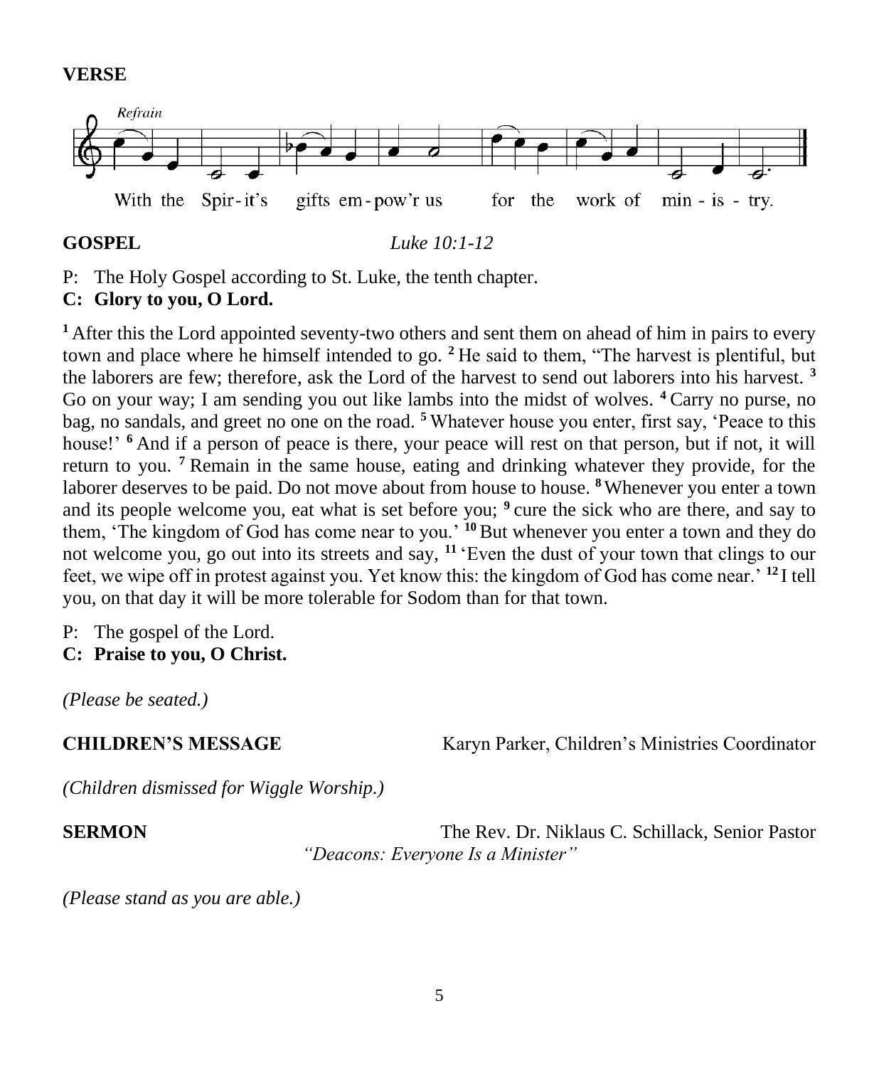**VERSE**

*Refrain*

With the Spir-it's gifts em-pow'r us for the work of min-is-try.

**GOSPEL** *Luke 10:1-12*

P: The Holy Gospel according to St. Luke, the tenth chapter.
**C: Glory to you, O Lord.**

[1] After this the Lord appointed seventy-two others and sent them on ahead of him in pairs to every town and place where he himself intended to go. [2] He said to them, "The harvest is plentiful, but the laborers are few; therefore, ask the Lord of the harvest to send out laborers into his harvest. [3] Go on your way; I am sending you out like lambs into the midst of wolves. [4] Carry no purse, no bag, no sandals, and greet no one on the road. [5] Whatever house you enter, first say, 'Peace to this house!' [6] And if a person of peace is there, your peace will rest on that person, but if not, it will return to you. [7] Remain in the same house, eating and drinking whatever they provide, for the laborer deserves to be paid. Do not move about from house to house. [8] Whenever you enter a town and its people welcome you, eat what is set before you; [9] cure the sick who are there, and say to them, 'The kingdom of God has come near to you.' [10] But whenever you enter a town and they do not welcome you, go out into its streets and say, [11] 'Even the dust of your town that clings to our feet, we wipe off in protest against you. Yet know this: the kingdom of God has come near.' [12] I tell you, on that day it will be more tolerable for Sodom than for that town.

P: The gospel of the Lord.
**C: Praise to you, O Christ.**

*(Please be seated.)*

**CHILDREN'S MESSAGE** Karyn Parker, Children's Ministries Coordinator

*(Children dismissed for Wiggle Worship.)*

**SERMON** The Rev. Dr. Niklaus C. Schillack, Senior Pastor
*"Deacons: Everyone Is a Minister"*

*(Please stand as you are able.)*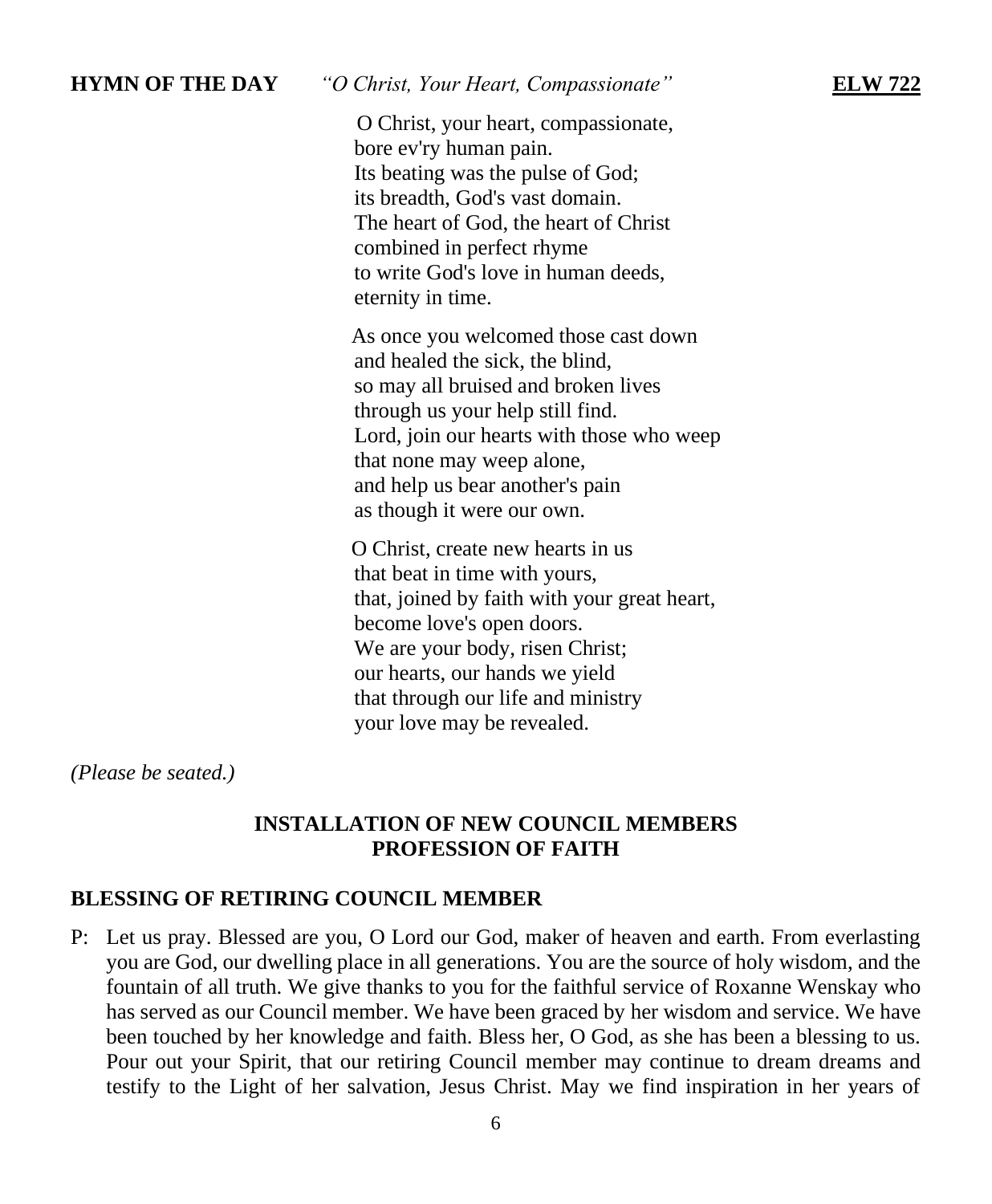**HYMN OF THE DAY** *"O Christ, Your Heart, Compassionate"* **ELW 722**

O Christ, your heart, compassionate,
bore ev'ry human pain.
Its beating was the pulse of God;
its breadth, God's vast domain.
The heart of God, the heart of Christ
combined in perfect rhyme
to write God's love in human deeds,
eternity in time.

As once you welcomed those cast down
and healed the sick, the blind,
so may all bruised and broken lives
through us your help still find.
Lord, join our hearts with those who weep
that none may weep alone,
and help us bear another's pain
as though it were our own.

O Christ, create new hearts in us
that beat in time with yours,
that, joined by faith with your great heart,
become love's open doors.
We are your body, risen Christ;
our hearts, our hands we yield
that through our life and ministry
your love may be revealed.

*(Please be seated.)*

**INSTALLATION OF NEW COUNCIL MEMBERS**
**PROFESSION OF FAITH**

**BLESSING OF RETIRING COUNCIL MEMBER**

P: Let us pray. Blessed are you, O Lord our God, maker of heaven and earth. From everlasting you are God, our dwelling place in all generations. You are the source of holy wisdom, and the fountain of all truth. We give thanks to you for the faithful service of Roxanne Wenskay who has served as our Council member. We have been graced by her wisdom and service. We have been touched by her knowledge and faith. Bless her, O God, as she has been a blessing to us. Pour out your Spirit, that our retiring Council member may continue to dream dreams and testify to the Light of her salvation, Jesus Christ. May we find inspiration in her years of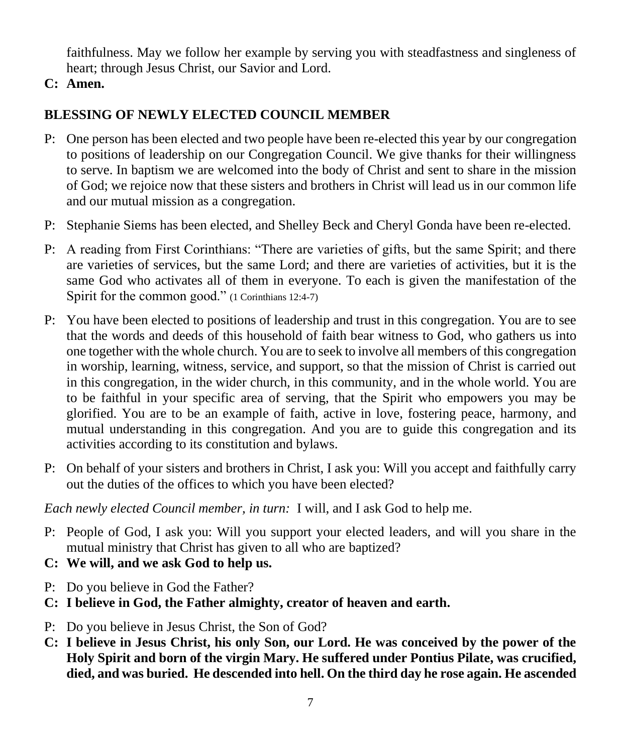faithfulness. May we follow her example by serving you with steadfastness and singleness of heart; through Jesus Christ, our Savior and Lord.

**C: Amen.**

## BLESSING OF NEWLY ELECTED COUNCIL MEMBER

P: One person has been elected and two people have been re-elected this year by our congregation to positions of leadership on our Congregation Council. We give thanks for their willingness to serve. In baptism we are welcomed into the body of Christ and sent to share in the mission of God; we rejoice now that these sisters and brothers in Christ will lead us in our common life and our mutual mission as a congregation.

P: Stephanie Siems has been elected, and Shelley Beck and Cheryl Gonda have been re-elected.

P: A reading from First Corinthians: "There are varieties of gifts, but the same Spirit; and there are varieties of services, but the same Lord; and there are varieties of activities, but it is the same God who activates all of them in everyone. To each is given the manifestation of the Spirit for the common good." (1 Corinthians 12:4-7)

P: You have been elected to positions of leadership and trust in this congregation. You are to see that the words and deeds of this household of faith bear witness to God, who gathers us into one together with the whole church. You are to seek to involve all members of this congregation in worship, learning, witness, service, and support, so that the mission of Christ is carried out in this congregation, in the wider church, in this community, and in the whole world. You are to be faithful in your specific area of serving, that the Spirit who empowers you may be glorified. You are to be an example of faith, active in love, fostering peace, harmony, and mutual understanding in this congregation. And you are to guide this congregation and its activities according to its constitution and bylaws.

P: On behalf of your sisters and brothers in Christ, I ask you: Will you accept and faithfully carry out the duties of the offices to which you have been elected?

*Each newly elected Council member, in turn:* I will, and I ask God to help me.

P: People of God, I ask you: Will you support your elected leaders, and will you share in the mutual ministry that Christ has given to all who are baptized?

**C: We will, and we ask God to help us.**

P: Do you believe in God the Father?

**C: I believe in God, the Father almighty, creator of heaven and earth.**

P: Do you believe in Jesus Christ, the Son of God?

**C: I believe in Jesus Christ, his only Son, our Lord. He was conceived by the power of the Holy Spirit and born of the virgin Mary. He suffered under Pontius Pilate, was crucified, died, and was buried. He descended into hell. On the third day he rose again. He ascended**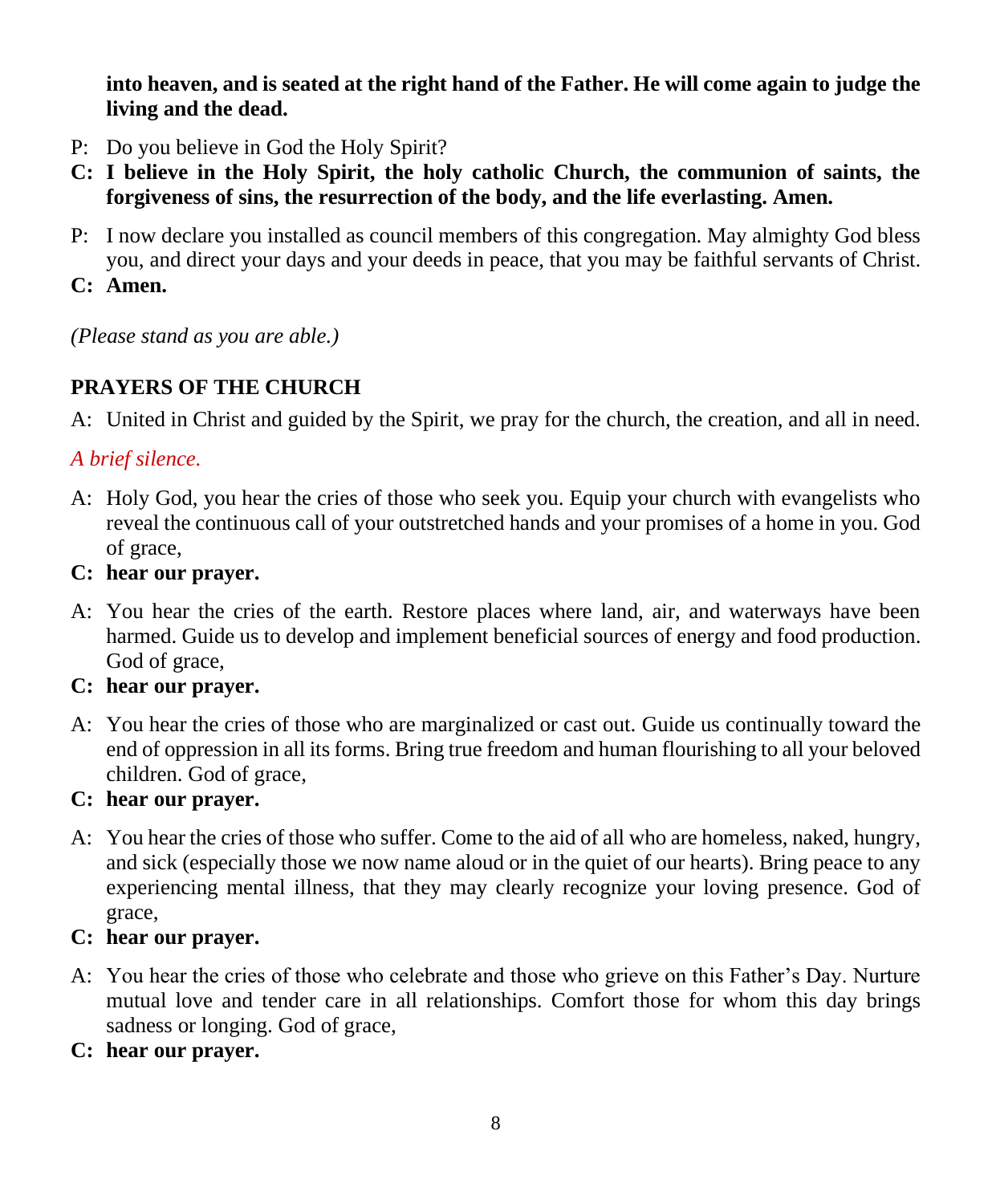**into heaven, and is seated at the right hand of the Father. He will come again to judge the living and the dead.**

P: Do you believe in God the Holy Spirit?

**C: I believe in the Holy Spirit, the holy catholic Church, the communion of saints, the forgiveness of sins, the resurrection of the body, and the life everlasting. Amen.**

P: I now declare you installed as council members of this congregation. May almighty God bless you, and direct your days and your deeds in peace, that you may be faithful servants of Christ.

**C: Amen.**

*(Please stand as you are able.)*

## PRAYERS OF THE CHURCH

A: United in Christ and guided by the Spirit, we pray for the church, the creation, and all in need.

*A brief silence.*

A: Holy God, you hear the cries of those who seek you. Equip your church with evangelists who reveal the continuous call of your outstretched hands and your promises of a home in you. God of grace,

**C: hear our prayer.**

A: You hear the cries of the earth. Restore places where land, air, and waterways have been harmed. Guide us to develop and implement beneficial sources of energy and food production. God of grace,

**C: hear our prayer.**

A: You hear the cries of those who are marginalized or cast out. Guide us continually toward the end of oppression in all its forms. Bring true freedom and human flourishing to all your beloved children. God of grace,

**C: hear our prayer.**

A: You hear the cries of those who suffer. Come to the aid of all who are homeless, naked, hungry, and sick (especially those we now name aloud or in the quiet of our hearts). Bring peace to any experiencing mental illness, that they may clearly recognize your loving presence. God of grace,

**C: hear our prayer.**

A: You hear the cries of those who celebrate and those who grieve on this Father's Day. Nurture mutual love and tender care in all relationships. Comfort those for whom this day brings sadness or longing. God of grace,

**C: hear our prayer.**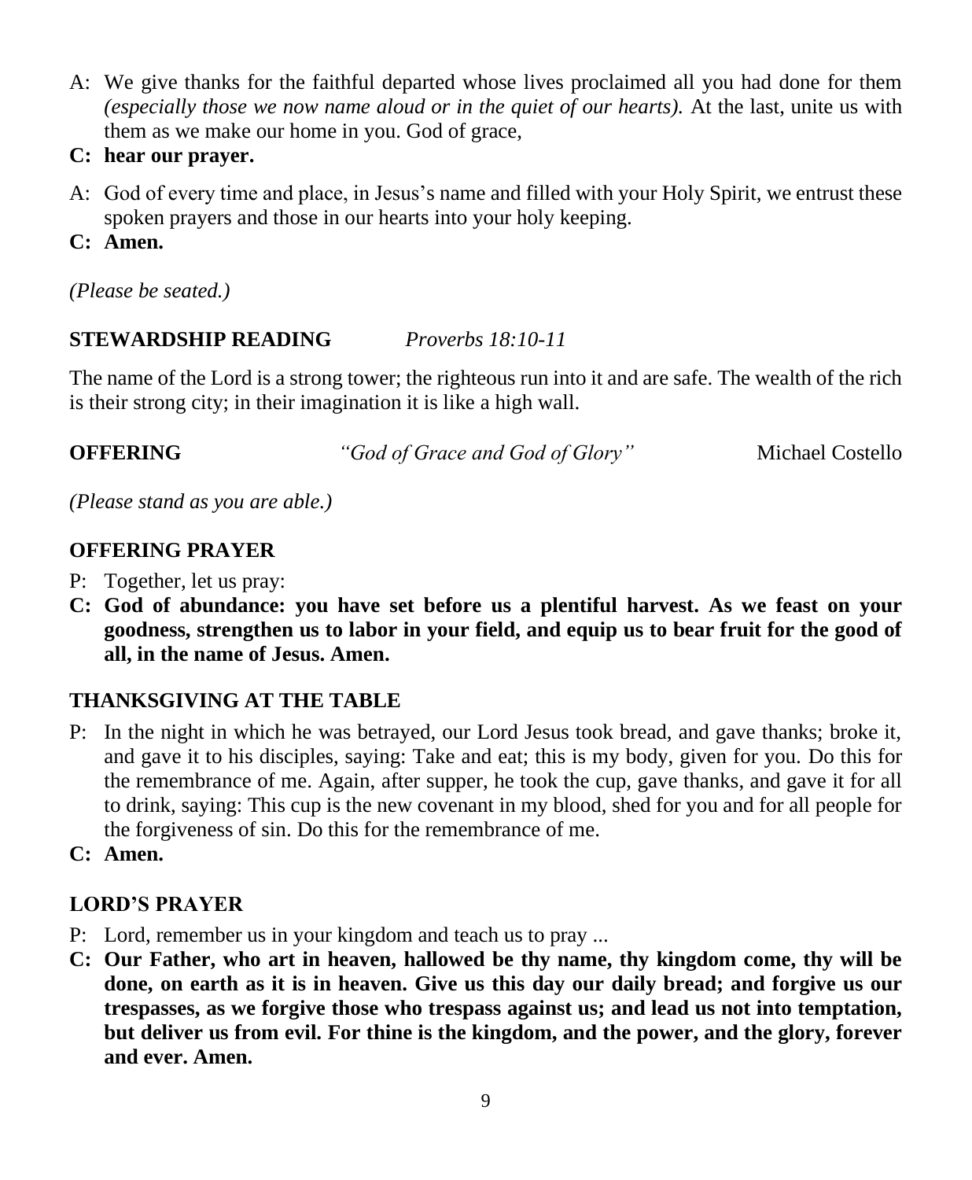A: We give thanks for the faithful departed whose lives proclaimed all you had done for them *(especially those we now name aloud or in the quiet of our hearts).* At the last, unite us with them as we make our home in you. God of grace,

**C: hear our prayer.**

A: God of every time and place, in Jesus's name and filled with your Holy Spirit, we entrust these spoken prayers and those in our hearts into your holy keeping.

**C: Amen.**

*(Please be seated.)*

**STEWARDSHIP READING** *Proverbs 18:10-11*

The name of the Lord is a strong tower; the righteous run into it and are safe. The wealth of the rich is their strong city; in their imagination it is like a high wall.

**OFFERING** *"God of Grace and God of Glory"* Michael Costello

*(Please stand as you are able.)*

**OFFERING PRAYER**

P: Together, let us pray:

**C: God of abundance: you have set before us a plentiful harvest. As we feast on your goodness, strengthen us to labor in your field, and equip us to bear fruit for the good of all, in the name of Jesus. Amen.**

**THANKSGIVING AT THE TABLE**

P: In the night in which he was betrayed, our Lord Jesus took bread, and gave thanks; broke it, and gave it to his disciples, saying: Take and eat; this is my body, given for you. Do this for the remembrance of me. Again, after supper, he took the cup, gave thanks, and gave it for all to drink, saying: This cup is the new covenant in my blood, shed for you and for all people for the forgiveness of sin. Do this for the remembrance of me.

**C: Amen.**

**LORD'S PRAYER**

P: Lord, remember us in your kingdom and teach us to pray ...

**C: Our Father, who art in heaven, hallowed be thy name, thy kingdom come, thy will be done, on earth as it is in heaven. Give us this day our daily bread; and forgive us our trespasses, as we forgive those who trespass against us; and lead us not into temptation, but deliver us from evil. For thine is the kingdom, and the power, and the glory, forever and ever. Amen.**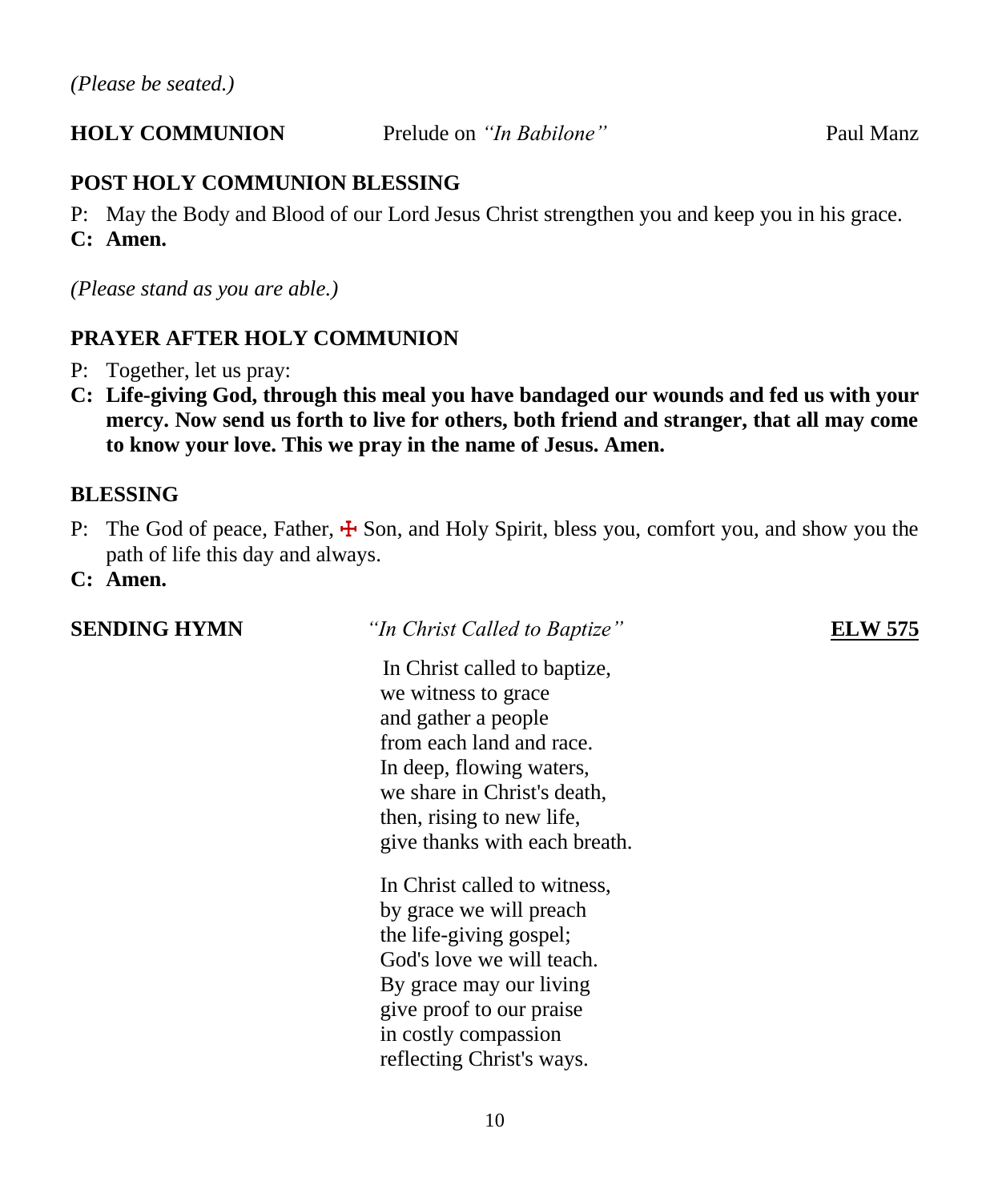*(Please be seated.)*

**HOLY COMMUNION** Prelude on *"In Babilone"* Paul Manz

**POST HOLY COMMUNION BLESSING**

P: May the Body and Blood of our Lord Jesus Christ strengthen you and keep you in his grace.
**C: Amen.**

*(Please stand as you are able.)*

**PRAYER AFTER HOLY COMMUNION**

P: Together, let us pray:
**C: Life-giving God, through this meal you have bandaged our wounds and fed us with your mercy. Now send us forth to live for others, both friend and stranger, that all may come to know your love. This we pray in the name of Jesus. Amen.**

**BLESSING**

P: The God of peace, Father, ☩ Son, and Holy Spirit, bless you, comfort you, and show you the path of life this day and always.
**C: Amen.**

**SENDING HYMN** *"In Christ Called to Baptize"* **ELW 575**

In Christ called to baptize,
we witness to grace
and gather a people
from each land and race.
In deep, flowing waters,
we share in Christ's death,
then, rising to new life,
give thanks with each breath.

In Christ called to witness,
by grace we will preach
the life-giving gospel;
God's love we will teach.
By grace may our living
give proof to our praise
in costly compassion
reflecting Christ's ways.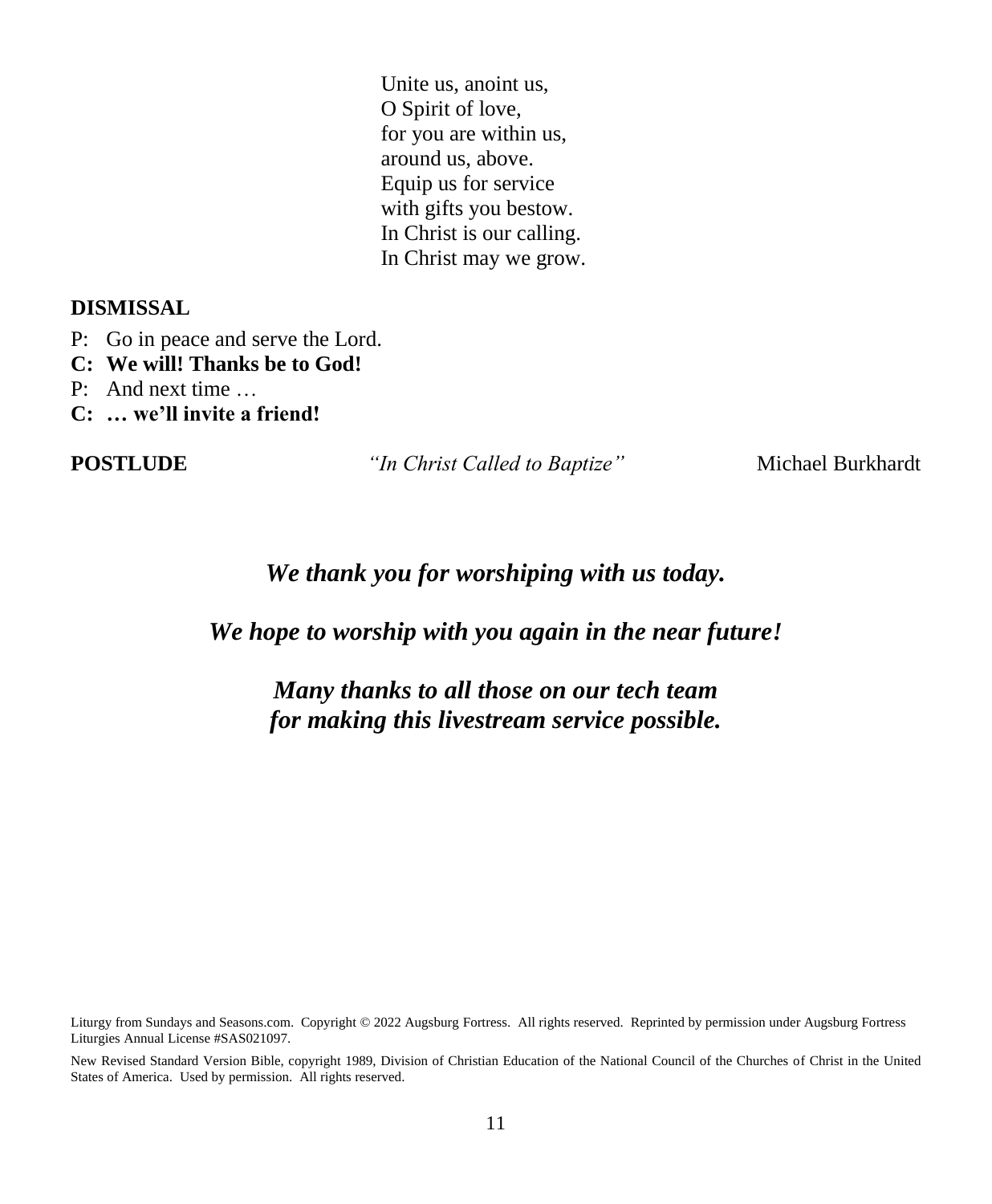Unite us, anoint us,
O Spirit of love,
for you are within us,
around us, above.
Equip us for service
with gifts you bestow.
In Christ is our calling.
In Christ may we grow.

**DISMISSAL**

P: Go in peace and serve the Lord.
**C: We will! Thanks be to God!**
P: And next time …
**C: … we'll invite a friend!**

**POSTLUDE** *"In Christ Called to Baptize"* Michael Burkhardt

***We thank you for worshiping with us today.***

***We hope to worship with you again in the near future!***

***Many thanks to all those on our tech team for making this livestream service possible.***

Liturgy from Sundays and Seasons.com. Copyright © 2022 Augsburg Fortress. All rights reserved. Reprinted by permission under Augsburg Fortress Liturgies Annual License #SAS021097.

New Revised Standard Version Bible, copyright 1989, Division of Christian Education of the National Council of the Churches of Christ in the United States of America. Used by permission. All rights reserved.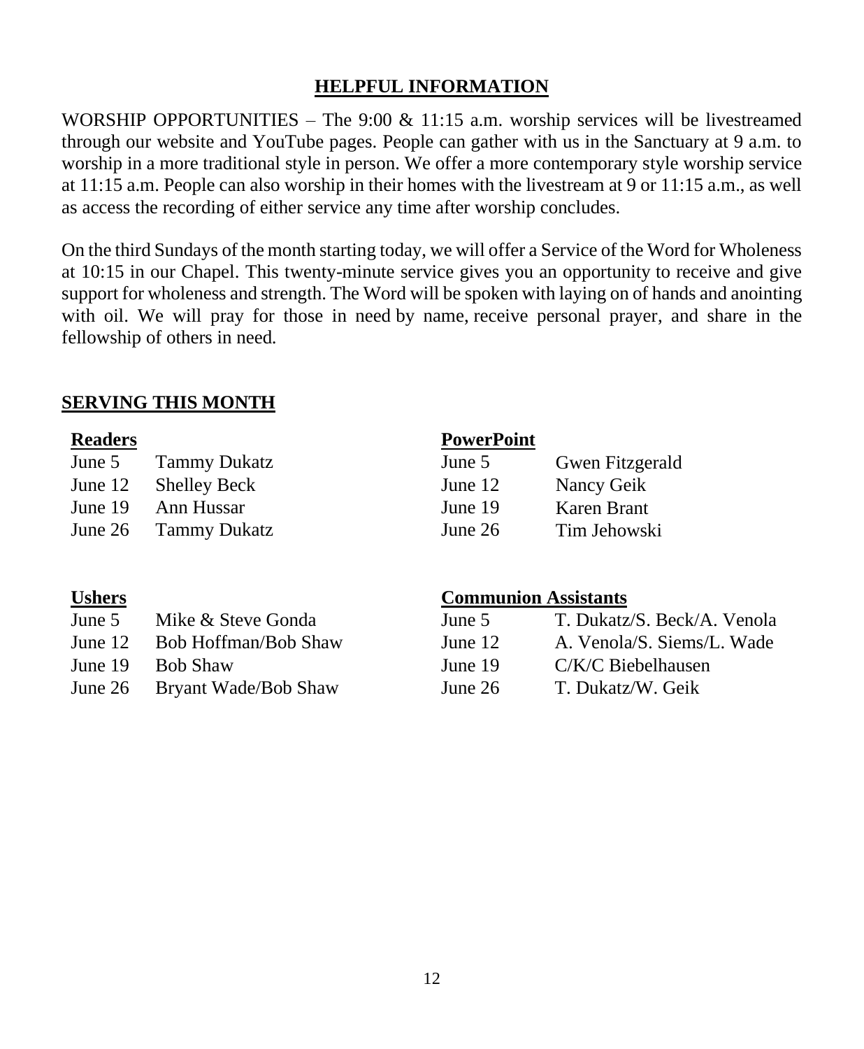## HELPFUL INFORMATION

WORSHIP OPPORTUNITIES – The 9:00 & 11:15 a.m. worship services will be livestreamed through our website and YouTube pages. People can gather with us in the Sanctuary at 9 a.m. to worship in a more traditional style in person. We offer a more contemporary style worship service at 11:15 a.m. People can also worship in their homes with the livestream at 9 or 11:15 a.m., as well as access the recording of either service any time after worship concludes.

On the third Sundays of the month starting today, we will offer a Service of the Word for Wholeness at 10:15 in our Chapel. This twenty-minute service gives you an opportunity to receive and give support for wholeness and strength. The Word will be spoken with laying on of hands and anointing with oil. We will pray for those in need by name, receive personal prayer, and share in the fellowship of others in need.

## SERVING THIS MONTH

**Readers**

| | |
|---|---|
| June 5 | Tammy Dukatz |
| June 12 | Shelley Beck |
| June 19 | Ann Hussar |
| June 26 | Tammy Dukatz |

**PowerPoint**

| | |
|---|---|
| June 5 | Gwen Fitzgerald |
| June 12 | Nancy Geik |
| June 19 | Karen Brant |
| June 26 | Tim Jehowski |

**Ushers**

| | |
|---|---|
| June 5 | Mike & Steve Gonda |
| June 12 | Bob Hoffman/Bob Shaw |
| June 19 | Bob Shaw |
| June 26 | Bryant Wade/Bob Shaw |

**Communion Assistants**

| | |
|---|---|
| June 5 | T. Dukatz/S. Beck/A. Venola |
| June 12 | A. Venola/S. Siems/L. Wade |
| June 19 | C/K/C Biebelhausen |
| June 26 | T. Dukatz/W. Geik |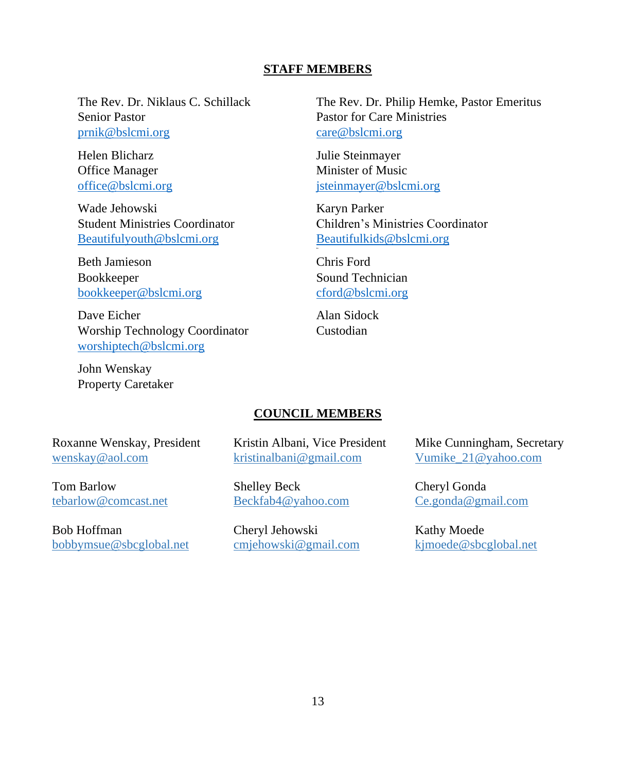## STAFF MEMBERS

The Rev. Dr. Niklaus C. Schillack
Senior Pastor
prnik@bslcmi.org

The Rev. Dr. Philip Hemke, Pastor Emeritus
Pastor for Care Ministries
care@bslcmi.org

Helen Blicharz
Office Manager
office@bslcmi.org

Julie Steinmayer
Minister of Music
jsteinmayer@bslcmi.org

Wade Jehowski
Student Ministries Coordinator
Beautifulyouth@bslcmi.org

Karyn Parker
Children's Ministries Coordinator
Beautifulkids@bslcmi.org

Beth Jamieson
Bookkeeper
bookkeeper@bslcmi.org

Chris Ford
Sound Technician
cford@bslcmi.org

Dave Eicher
Worship Technology Coordinator
worshiptech@bslcmi.org

Alan Sidock
Custodian

John Wenskay
Property Caretaker

## COUNCIL MEMBERS

Roxanne Wenskay, President
wenskay@aol.com

Kristin Albani, Vice President
kristinalbani@gmail.com

Mike Cunningham, Secretary
Vumike_21@yahoo.com

Tom Barlow
tebarlow@comcast.net

Shelley Beck
Beckfab4@yahoo.com

Cheryl Gonda
Ce.gonda@gmail.com

Bob Hoffman
bobbymsue@sbcglobal.net

Cheryl Jehowski
cmjehowski@gmail.com

Kathy Moede
kjmoede@sbcglobal.net